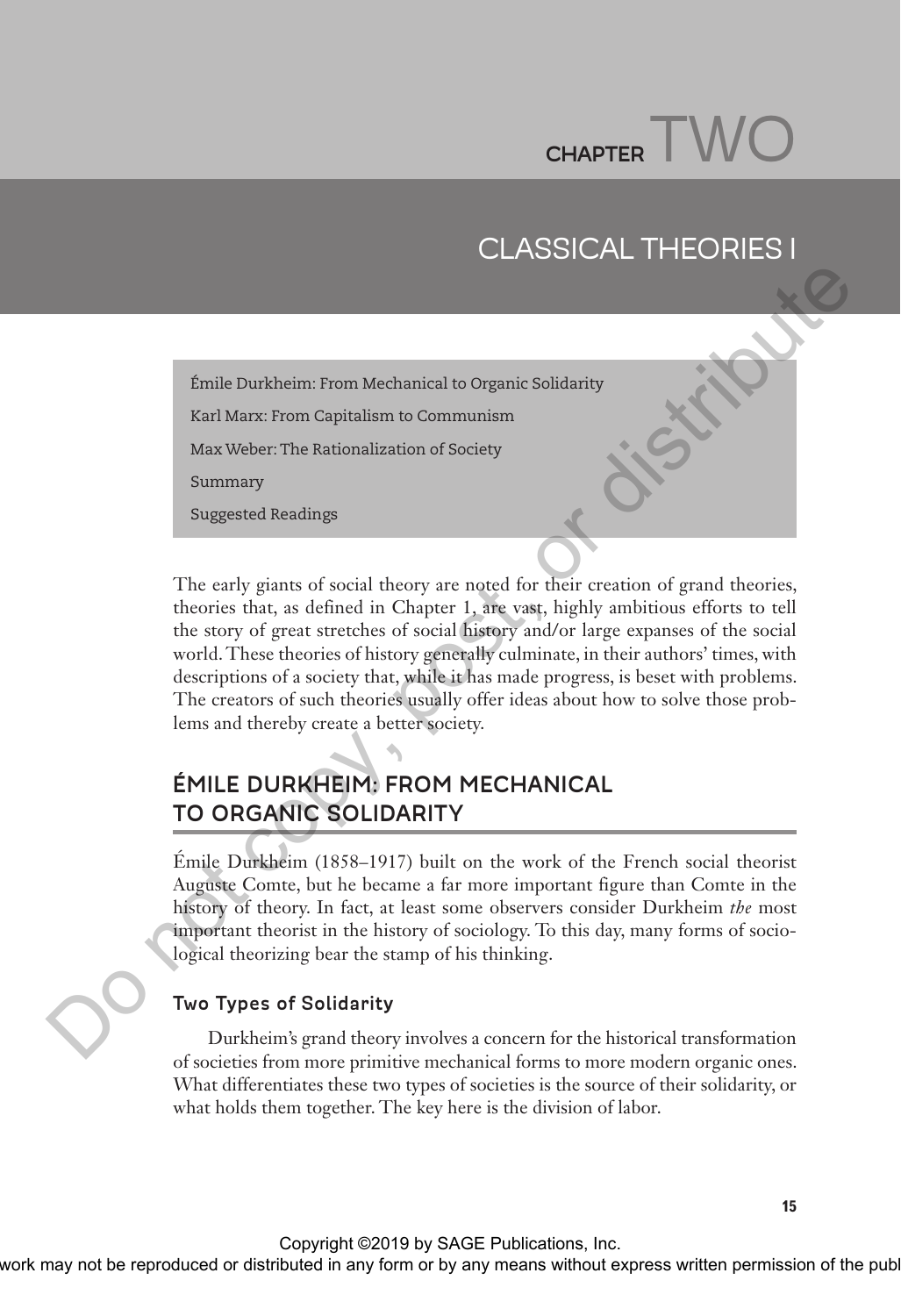# CHAPTER TWO

# CLASSICAL THEORIES I

Émile Durkheim: From Mechanical to Organic Solidarity

Karl Marx: From Capitalism to Communism

Max Weber: The Rationalization of Society

Summary

Suggested Readings

The early giants of social theory are noted for their creation of grand theories, theories that, as defined in Chapter 1, are vast, highly ambitious efforts to tell the story of great stretches of social history and/or large expanses of the social world. These theories of history generally culminate, in their authors' times, with descriptions of a society that, while it has made progress, is beset with problems. The creators of such theories usually offer ideas about how to solve those problems and thereby create a better society.

## ÉMILE DURKHEIM: FROM MECHANICAL TO ORGANIC SOLIDARITY

Émile Durkheim (1858–1917) built on the work of the French social theorist Auguste Comte, but he became a far more important figure than Comte in the history of theory. In fact, at least some observers consider Durkheim *the* most important theorist in the history of sociology. To this day, many forms of sociological theorizing bear the stamp of his thinking.

### Two Types of Solidarity

Durkheim's grand theory involves a concern for the historical transformation of societies from more primitive mechanical forms to more modern organic ones. What differentiates these two types of societies is the source of their solidarity, or what holds them together. The key here is the division of labor.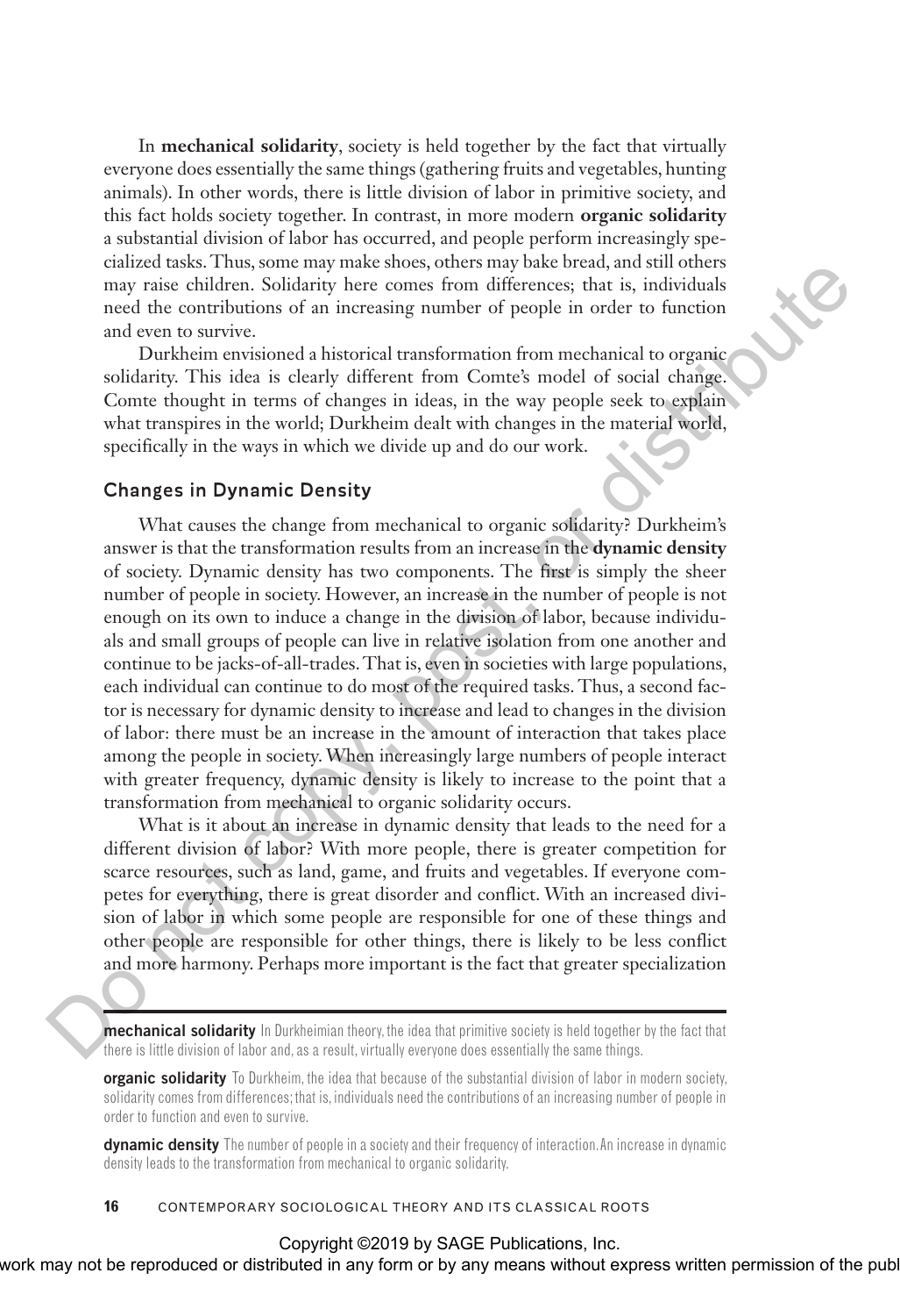In **mechanical solidarity**, society is held together by the fact that virtually everyone does essentially the same things (gathering fruits and vegetables, hunting animals). In other words, there is little division of labor in primitive society, and this fact holds society together. In contrast, in more modern **organic solidarity** a substantial division of labor has occurred, and people perform increasingly specialized tasks. Thus, some may make shoes, others may bake bread, and still others may raise children. Solidarity here comes from differences; that is, individuals need the contributions of an increasing number of people in order to function and even to survive.

Durkheim envisioned a historical transformation from mechanical to organic solidarity. This idea is clearly different from Comte's model of social change. Comte thought in terms of changes in ideas, in the way people seek to explain what transpires in the world; Durkheim dealt with changes in the material world, specifically in the ways in which we divide up and do our work.

### Changes in Dynamic Density

What causes the change from mechanical to organic solidarity? Durkheim's answer is that the transformation results from an increase in the **dynamic density** of society. Dynamic density has two components. The first is simply the sheer number of people in society. However, an increase in the number of people is not enough on its own to induce a change in the division of labor, because individuals and small groups of people can live in relative isolation from one another and continue to be jacks-of-all-trades. That is, even in societies with large populations, each individual can continue to do most of the required tasks. Thus, a second factor is necessary for dynamic density to increase and lead to changes in the division of labor: there must be an increase in the amount of interaction that takes place among the people in society. When increasingly large numbers of people interact with greater frequency, dynamic density is likely to increase to the point that a transformation from mechanical to organic solidarity occurs.

What is it about an increase in dynamic density that leads to the need for a different division of labor? With more people, there is greater competition for scarce resources, such as land, game, and fruits and vegetables. If everyone competes for everything, there is great disorder and conflict. With an increased division of labor in which some people are responsible for one of these things and other people are responsible for other things, there is likely to be less conflict and more harmony. Perhaps more important is the fact that greater specialization

---

**mechanical solidarity** In Durkheimian theory, the idea that primitive society is held together by the fact that there is little division of labor and, as a result, virtually everyone does essentially the same things.

**organic solidarity** To Durkheim, the idea that because of the substantial division of labor in modern society, solidarity comes from differences; that is, individuals need the contributions of an increasing number of people in order to function and even to survive.

**dynamic density** The number of people in a society and their frequency of interaction. An increase in dynamic density leads to the transformation from mechanical to organic solidarity.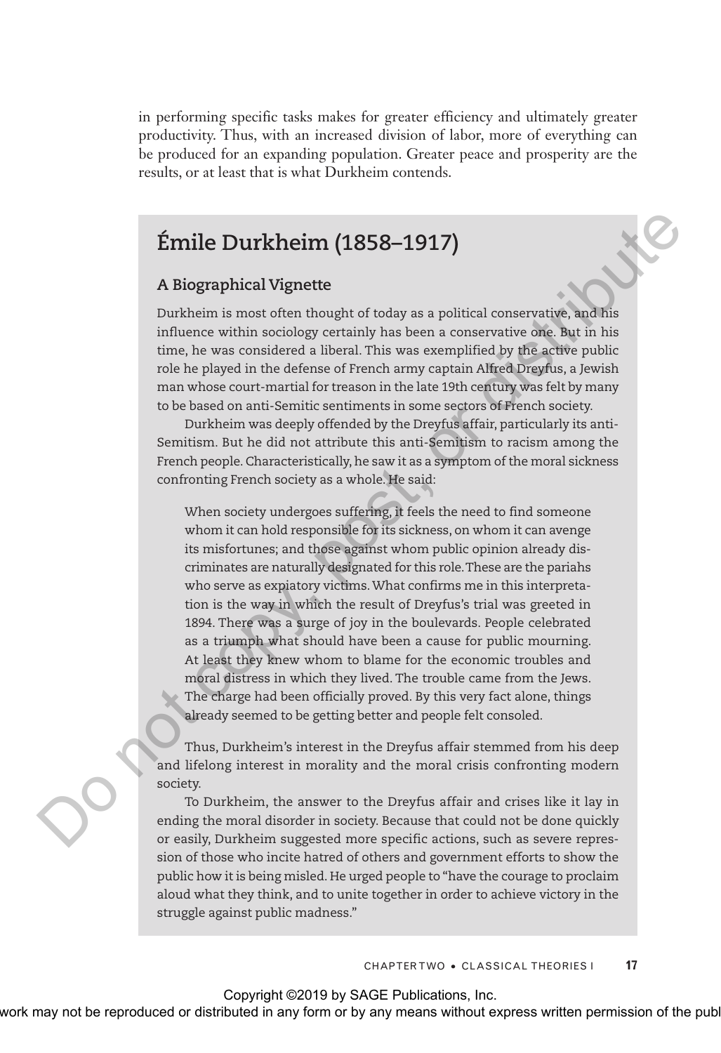in performing specific tasks makes for greater efficiency and ultimately greater productivity. Thus, with an increased division of labor, more of everything can be produced for an expanding population. Greater peace and prosperity are the results, or at least that is what Durkheim contends.

## Émile Durkheim (1858–1917)

### A Biographical Vignette

Durkheim is most often thought of today as a political conservative, and his influence within sociology certainly has been a conservative one. But in his time, he was considered a liberal. This was exemplified by the active public role he played in the defense of French army captain Alfred Dreyfus, a Jewish man whose court-martial for treason in the late 19th century was felt by many to be based on anti-Semitic sentiments in some sectors of French society.

Durkheim was deeply offended by the Dreyfus affair, particularly its anti-Semitism. But he did not attribute this anti-Semitism to racism among the French people. Characteristically, he saw it as a symptom of the moral sickness confronting French society as a whole. He said:

> When society undergoes suffering, it feels the need to find someone whom it can hold responsible for its sickness, on whom it can avenge its misfortunes; and those against whom public opinion already discriminates are naturally designated for this role. These are the pariahs who serve as expiatory victims. What confirms me in this interpretation is the way in which the result of Dreyfus's trial was greeted in 1894. There was a surge of joy in the boulevards. People celebrated as a triumph what should have been a cause for public mourning. At least they knew whom to blame for the economic troubles and moral distress in which they lived. The trouble came from the Jews. The charge had been officially proved. By this very fact alone, things already seemed to be getting better and people felt consoled.

Thus, Durkheim's interest in the Dreyfus affair stemmed from his deep and lifelong interest in morality and the moral crisis confronting modern society.

To Durkheim, the answer to the Dreyfus affair and crises like it lay in ending the moral disorder in society. Because that could not be done quickly or easily, Durkheim suggested more specific actions, such as severe repression of those who incite hatred of others and government efforts to show the public how it is being misled. He urged people to "have the courage to proclaim aloud what they think, and to unite together in order to achieve victory in the struggle against public madness."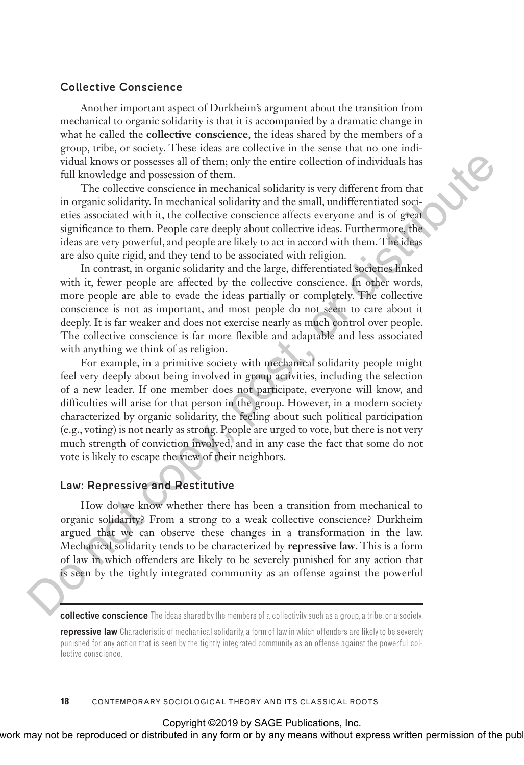### Collective Conscience

Another important aspect of Durkheim's argument about the transition from mechanical to organic solidarity is that it is accompanied by a dramatic change in what he called the **collective conscience**, the ideas shared by the members of a group, tribe, or society. These ideas are collective in the sense that no one individual knows or possesses all of them; only the entire collection of individuals has full knowledge and possession of them.

The collective conscience in mechanical solidarity is very different from that in organic solidarity. In mechanical solidarity and the small, undifferentiated societies associated with it, the collective conscience affects everyone and is of great significance to them. People care deeply about collective ideas. Furthermore, the ideas are very powerful, and people are likely to act in accord with them. The ideas are also quite rigid, and they tend to be associated with religion.

In contrast, in organic solidarity and the large, differentiated societies linked with it, fewer people are affected by the collective conscience. In other words, more people are able to evade the ideas partially or completely. The collective conscience is not as important, and most people do not seem to care about it deeply. It is far weaker and does not exercise nearly as much control over people. The collective conscience is far more flexible and adaptable and less associated with anything we think of as religion.

For example, in a primitive society with mechanical solidarity people might feel very deeply about being involved in group activities, including the selection of a new leader. If one member does not participate, everyone will know, and difficulties will arise for that person in the group. However, in a modern society characterized by organic solidarity, the feeling about such political participation (e.g., voting) is not nearly as strong. People are urged to vote, but there is not very much strength of conviction involved, and in any case the fact that some do not vote is likely to escape the view of their neighbors.

### Law: Repressive and Restitutive

How do we know whether there has been a transition from mechanical to organic solidarity? From a strong to a weak collective conscience? Durkheim argued that we can observe these changes in a transformation in the law. Mechanical solidarity tends to be characterized by **repressive law**. This is a form of law in which offenders are likely to be severely punished for any action that is seen by the tightly integrated community as an offense against the powerful

---

**collective conscience** The ideas shared by the members of a collectivity such as a group, a tribe, or a society.

**repressive law** Characteristic of mechanical solidarity, a form of law in which offenders are likely to be severely punished for any action that is seen by the tightly integrated community as an offense against the powerful collective conscience.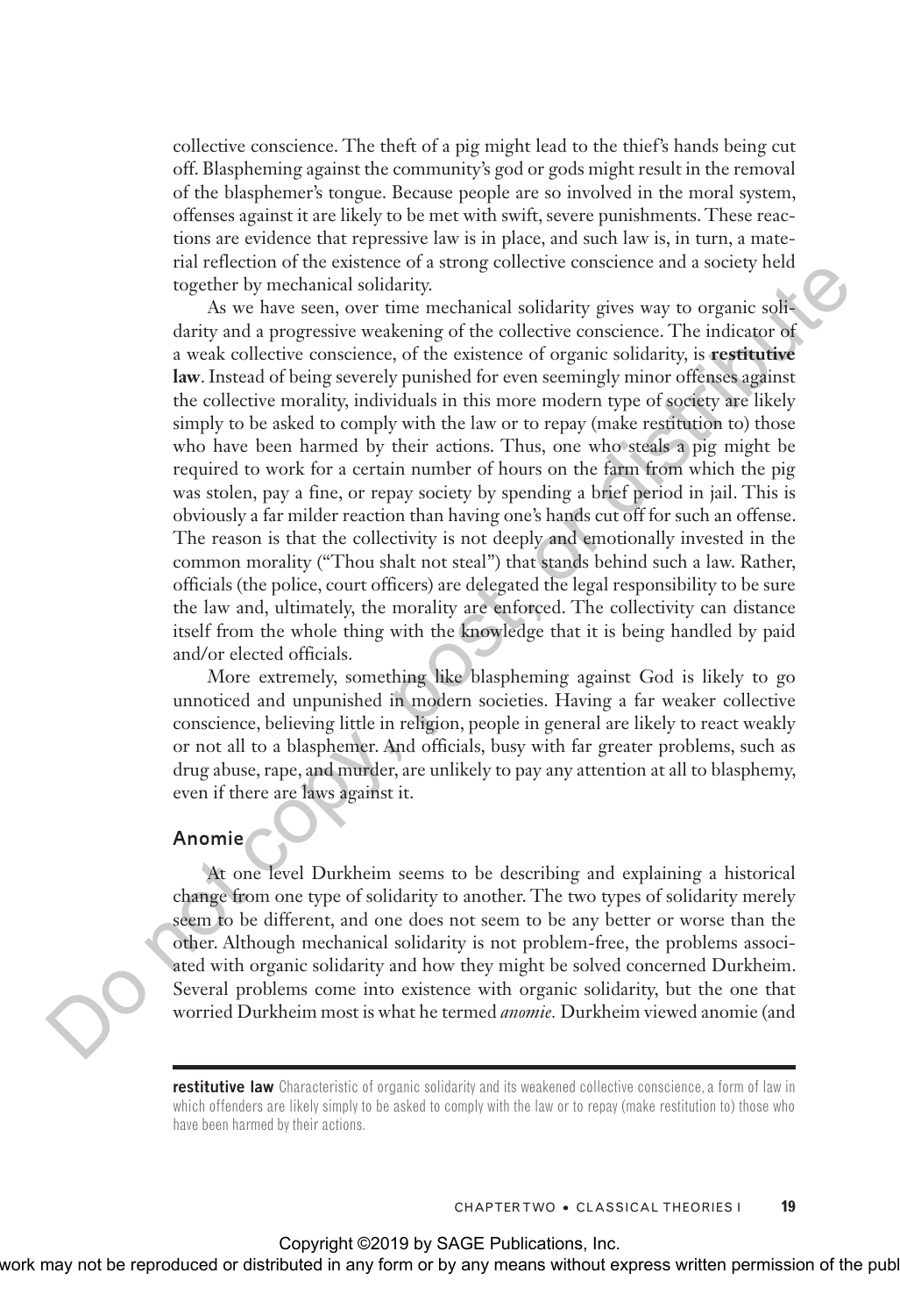collective conscience. The theft of a pig might lead to the thief's hands being cut off. Blaspheming against the community's god or gods might result in the removal of the blasphemer's tongue. Because people are so involved in the moral system, offenses against it are likely to be met with swift, severe punishments. These reactions are evidence that repressive law is in place, and such law is, in turn, a material reflection of the existence of a strong collective conscience and a society held together by mechanical solidarity.

As we have seen, over time mechanical solidarity gives way to organic solidarity and a progressive weakening of the collective conscience. The indicator of a weak collective conscience, of the existence of organic solidarity, is **restitutive law**. Instead of being severely punished for even seemingly minor offenses against the collective morality, individuals in this more modern type of society are likely simply to be asked to comply with the law or to repay (make restitution to) those who have been harmed by their actions. Thus, one who steals a pig might be required to work for a certain number of hours on the farm from which the pig was stolen, pay a fine, or repay society by spending a brief period in jail. This is obviously a far milder reaction than having one's hands cut off for such an offense. The reason is that the collectivity is not deeply and emotionally invested in the common morality ("Thou shalt not steal") that stands behind such a law. Rather, officials (the police, court officers) are delegated the legal responsibility to be sure the law and, ultimately, the morality are enforced. The collectivity can distance itself from the whole thing with the knowledge that it is being handled by paid and/or elected officials.

More extremely, something like blaspheming against God is likely to go unnoticed and unpunished in modern societies. Having a far weaker collective conscience, believing little in religion, people in general are likely to react weakly or not all to a blasphemer. And officials, busy with far greater problems, such as drug abuse, rape, and murder, are unlikely to pay any attention at all to blasphemy, even if there are laws against it.

## Anomie

At one level Durkheim seems to be describing and explaining a historical change from one type of solidarity to another. The two types of solidarity merely seem to be different, and one does not seem to be any better or worse than the other. Although mechanical solidarity is not problem-free, the problems associated with organic solidarity and how they might be solved concerned Durkheim. Several problems come into existence with organic solidarity, but the one that worried Durkheim most is what he termed *anomie*. Durkheim viewed anomie (and

**restitutive law** Characteristic of organic solidarity and its weakened collective conscience, a form of law in which offenders are likely simply to be asked to comply with the law or to repay (make restitution to) those who have been harmed by their actions.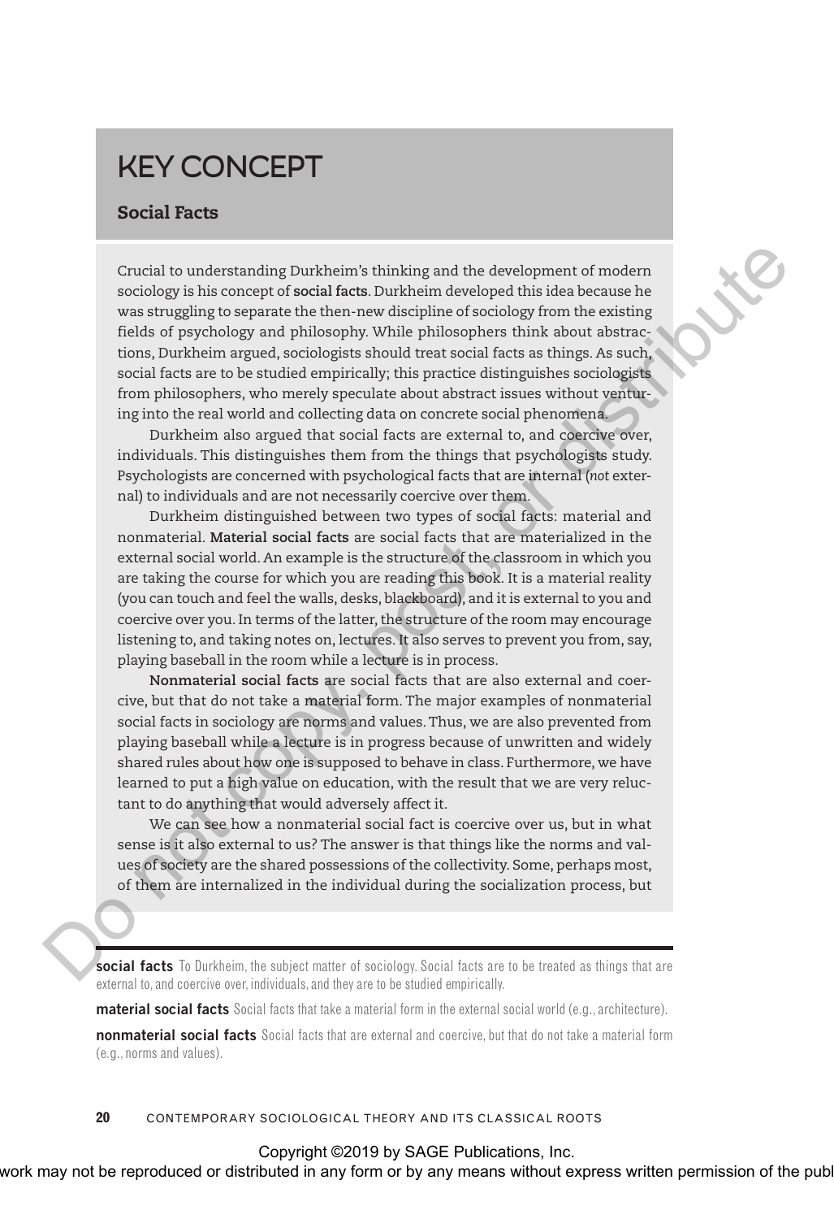# KEY CONCEPT

## Social Facts

Crucial to understanding Durkheim's thinking and the development of modern sociology is his concept of **social facts**. Durkheim developed this idea because he was struggling to separate the then-new discipline of sociology from the existing fields of psychology and philosophy. While philosophers think about abstractions, Durkheim argued, sociologists should treat social facts as things. As such, social facts are to be studied empirically; this practice distinguishes sociologists from philosophers, who merely speculate about abstract issues without venturing into the real world and collecting data on concrete social phenomena.

Durkheim also argued that social facts are external to, and coercive over, individuals. This distinguishes them from the things that psychologists study. Psychologists are concerned with psychological facts that are internal (*not* external) to individuals and are not necessarily coercive over them.

Durkheim distinguished between two types of social facts: material and nonmaterial. **Material social facts** are social facts that are materialized in the external social world. An example is the structure of the classroom in which you are taking the course for which you are reading this book. It is a material reality (you can touch and feel the walls, desks, blackboard), and it is external to you and coercive over you. In terms of the latter, the structure of the room may encourage listening to, and taking notes on, lectures. It also serves to prevent you from, say, playing baseball in the room while a lecture is in process.

**Nonmaterial social facts** are social facts that are also external and coercive, but that do not take a material form. The major examples of nonmaterial social facts in sociology are norms and values. Thus, we are also prevented from playing baseball while a lecture is in progress because of unwritten and widely shared rules about how one is supposed to behave in class. Furthermore, we have learned to put a high value on education, with the result that we are very reluctant to do anything that would adversely affect it.

We can see how a nonmaterial social fact is coercive over us, but in what sense is it also external to us? The answer is that things like the norms and values of society are the shared possessions of the collectivity. Some, perhaps most, of them are internalized in the individual during the socialization process, but

---

**social facts** To Durkheim, the subject matter of sociology. Social facts are to be treated as things that are external to, and coercive over, individuals, and they are to be studied empirically.

**material social facts** Social facts that take a material form in the external social world (e.g., architecture).

**nonmaterial social facts** Social facts that are external and coercive, but that do not take a material form (e.g., norms and values).